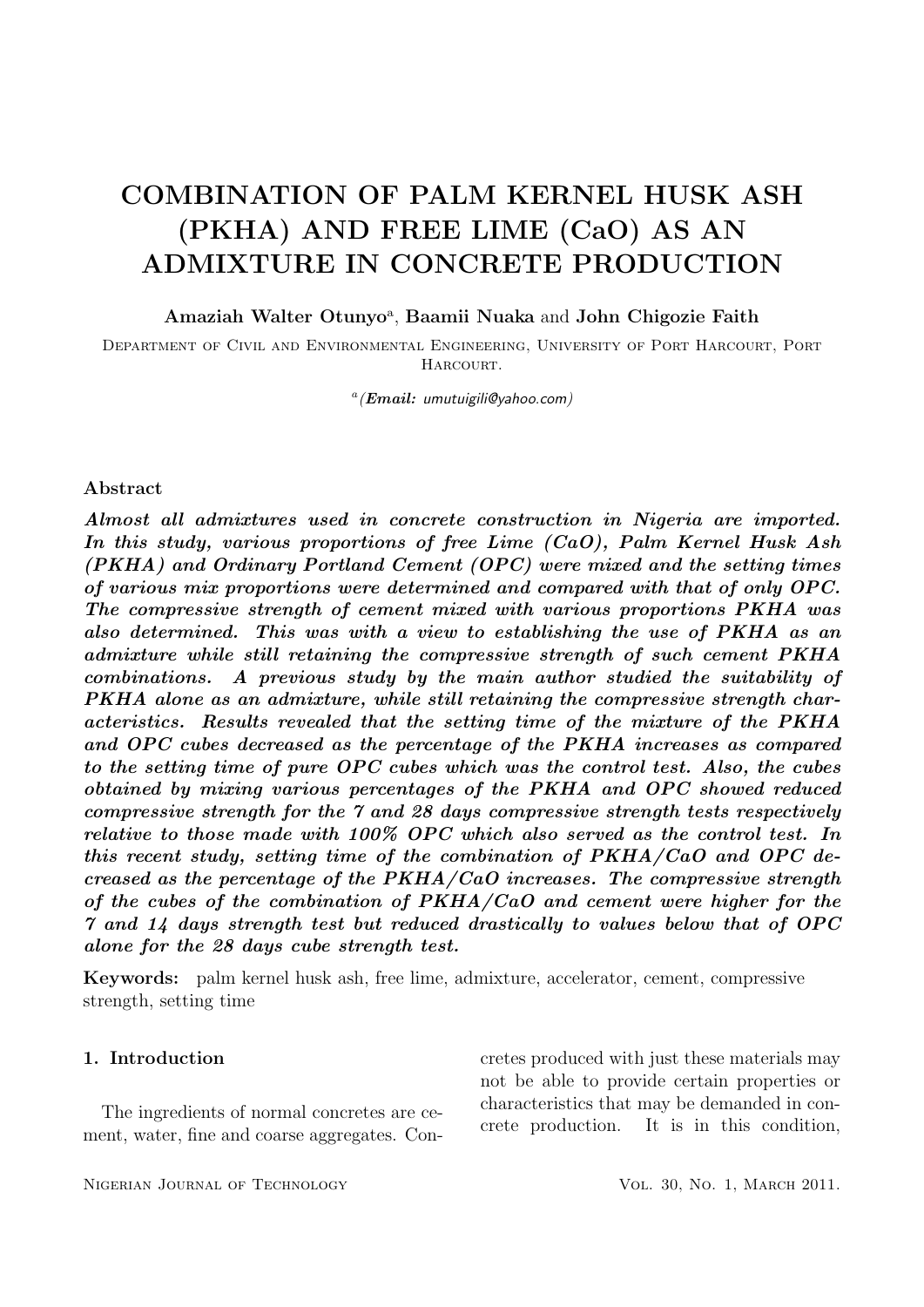# COMBINATION OF PALM KERNEL HUSK ASH (PKHA) AND FREE LIME (CaO) AS AN ADMIXTURE IN CONCRETE PRODUCTION

**Amaziah Walter Otunyo**[a], **Baamii Nuaka** and **John Chigozie Faith**

Department of Civil and Environmental Engineering, University of Port Harcourt, Port Harcourt.

[a]*(**Email:** umutuigili@yahoo.com)*

### Abstract

***Almost all admixtures used in concrete construction in Nigeria are imported. In this study, various proportions of free Lime (CaO), Palm Kernel Husk Ash (PKHA) and Ordinary Portland Cement (OPC) were mixed and the setting times of various mix proportions were determined and compared with that of only OPC. The compressive strength of cement mixed with various proportions PKHA was also determined. This was with a view to establishing the use of PKHA as an admixture while still retaining the compressive strength of such cement PKHA combinations. A previous study by the main author studied the suitability of PKHA alone as an admixture, while still retaining the compressive strength characteristics. Results revealed that the setting time of the mixture of the PKHA and OPC cubes decreased as the percentage of the PKHA increases as compared to the setting time of pure OPC cubes which was the control test. Also, the cubes obtained by mixing various percentages of the PKHA and OPC showed reduced compressive strength for the 7 and 28 days compressive strength tests respectively relative to those made with 100% OPC which also served as the control test. In this recent study, setting time of the combination of PKHA/CaO and OPC decreased as the percentage of the PKHA/CaO increases. The compressive strength of the cubes of the combination of PKHA/CaO and cement were higher for the 7 and 14 days strength test but reduced drastically to values below that of OPC alone for the 28 days cube strength test.***

**Keywords:** palm kernel husk ash, free lime, admixture, accelerator, cement, compressive strength, setting time

### 1. Introduction

The ingredients of normal concretes are cement, water, fine and coarse aggregates. Concretes produced with just these materials may not be able to provide certain properties or characteristics that may be demanded in concrete production. It is in this condition,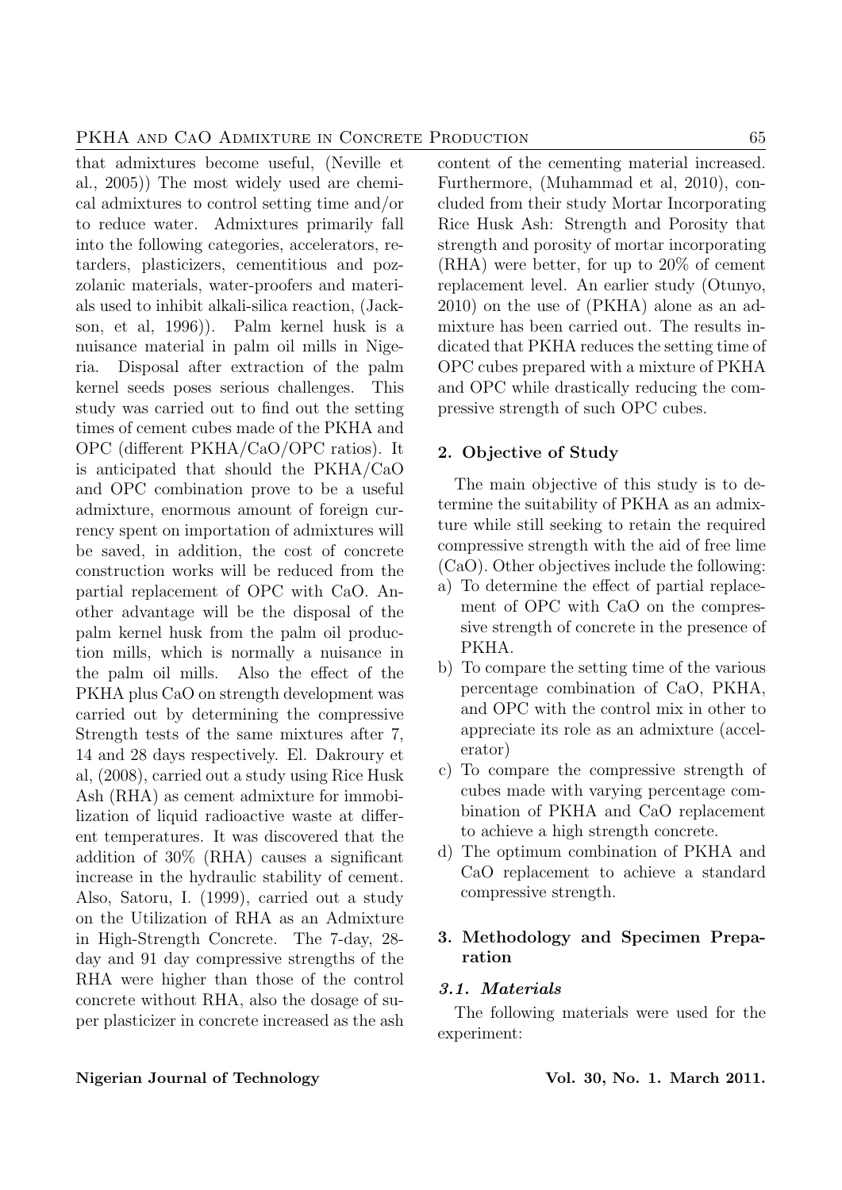that admixtures become useful, (Neville et al., 2005)) The most widely used are chemical admixtures to control setting time and/or to reduce water. Admixtures primarily fall into the following categories, accelerators, retarders, plasticizers, cementitious and pozzolanic materials, water-proofers and materials used to inhibit alkali-silica reaction, (Jackson, et al, 1996)). Palm kernel husk is a nuisance material in palm oil mills in Nigeria. Disposal after extraction of the palm kernel seeds poses serious challenges. This study was carried out to find out the setting times of cement cubes made of the PKHA and OPC (different PKHA/CaO/OPC ratios). It is anticipated that should the PKHA/CaO and OPC combination prove to be a useful admixture, enormous amount of foreign currency spent on importation of admixtures will be saved, in addition, the cost of concrete construction works will be reduced from the partial replacement of OPC with CaO. Another advantage will be the disposal of the palm kernel husk from the palm oil production mills, which is normally a nuisance in the palm oil mills. Also the effect of the PKHA plus CaO on strength development was carried out by determining the compressive Strength tests of the same mixtures after 7, 14 and 28 days respectively. El. Dakroury et al, (2008), carried out a study using Rice Husk Ash (RHA) as cement admixture for immobilization of liquid radioactive waste at different temperatures. It was discovered that the addition of 30% (RHA) causes a significant increase in the hydraulic stability of cement. Also, Satoru, I. (1999), carried out a study on the Utilization of RHA as an Admixture in High-Strength Concrete. The 7-day, 28-day and 91 day compressive strengths of the RHA were higher than those of the control concrete without RHA, also the dosage of super plasticizer in concrete increased as the ash content of the cementing material increased. Furthermore, (Muhammad et al, 2010), concluded from their study Mortar Incorporating Rice Husk Ash: Strength and Porosity that strength and porosity of mortar incorporating (RHA) were better, for up to 20% of cement replacement level. An earlier study (Otunyo, 2010) on the use of (PKHA) alone as an admixture has been carried out. The results indicated that PKHA reduces the setting time of OPC cubes prepared with a mixture of PKHA and OPC while drastically reducing the compressive strength of such OPC cubes.

## 2. Objective of Study

The main objective of this study is to determine the suitability of PKHA as an admixture while still seeking to retain the required compressive strength with the aid of free lime (CaO). Other objectives include the following:

a) To determine the effect of partial replacement of OPC with CaO on the compressive strength of concrete in the presence of PKHA.
b) To compare the setting time of the various percentage combination of CaO, PKHA, and OPC with the control mix in other to appreciate its role as an admixture (accelerator)
c) To compare the compressive strength of cubes made with varying percentage combination of PKHA and CaO replacement to achieve a high strength concrete.
d) The optimum combination of PKHA and CaO replacement to achieve a standard compressive strength.

## 3. Methodology and Specimen Preparation

### 3.1. Materials

The following materials were used for the experiment: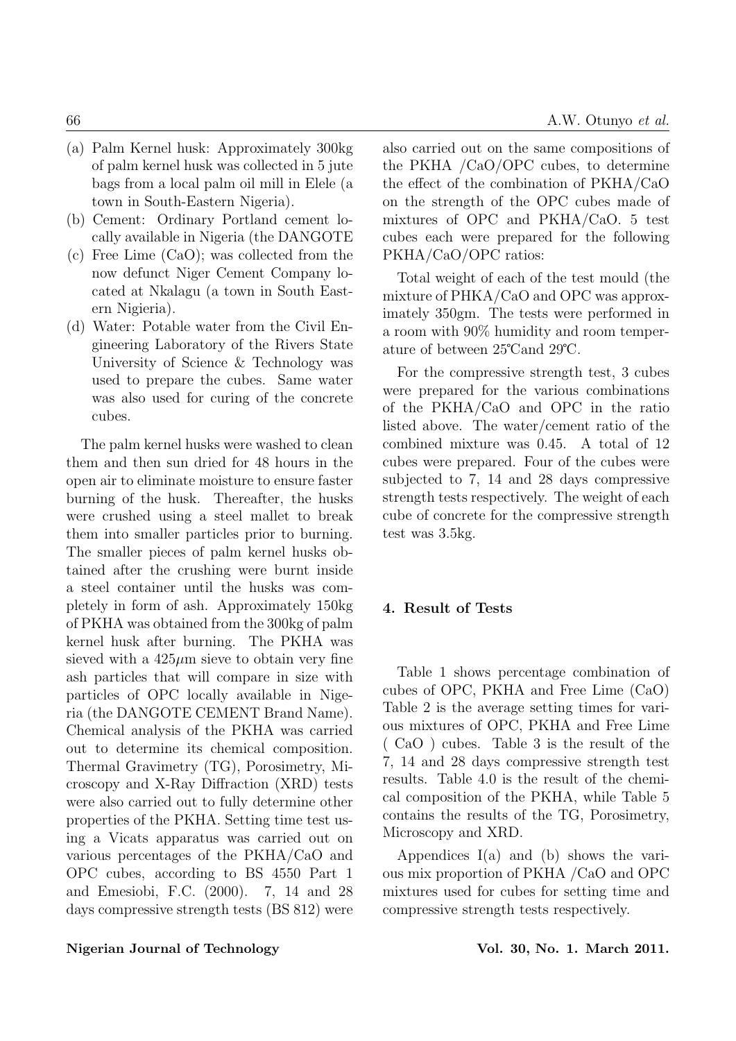(a) Palm Kernel husk: Approximately 300kg of palm kernel husk was collected in 5 jute bags from a local palm oil mill in Elele (a town in South-Eastern Nigeria).
(b) Cement: Ordinary Portland cement locally available in Nigeria (the DANGOTE
(c) Free Lime (CaO); was collected from the now defunct Niger Cement Company located at Nkalagu (a town in South Eastern Nigieria).
(d) Water: Potable water from the Civil Engineering Laboratory of the Rivers State University of Science & Technology was used to prepare the cubes. Same water was also used for curing of the concrete cubes.

The palm kernel husks were washed to clean them and then sun dried for 48 hours in the open air to eliminate moisture to ensure faster burning of the husk. Thereafter, the husks were crushed using a steel mallet to break them into smaller particles prior to burning. The smaller pieces of palm kernel husks obtained after the crushing were burnt inside a steel container until the husks was completely in form of ash. Approximately 150kg of PKHA was obtained from the 300kg of palm kernel husk after burning. The PKHA was sieved with a $425\mu$m sieve to obtain very fine ash particles that will compare in size with particles of OPC locally available in Nigeria (the DANGOTE CEMENT Brand Name). Chemical analysis of the PKHA was carried out to determine its chemical composition. Thermal Gravimetry (TG), Porosimetry, Microscopy and X-Ray Diffraction (XRD) tests were also carried out to fully determine other properties of the PKHA. Setting time test using a Vicats apparatus was carried out on various percentages of the PKHA/CaO and OPC cubes, according to BS 4550 Part 1 and Emesiobi, F.C. (2000). 7, 14 and 28 days compressive strength tests (BS 812) were also carried out on the same compositions of the PKHA /CaO/OPC cubes, to determine the effect of the combination of PKHA/CaO on the strength of the OPC cubes made of mixtures of OPC and PKHA/CaO. 5 test cubes each were prepared for the following PKHA/CaO/OPC ratios:

Total weight of each of the test mould (the mixture of PHKA/CaO and OPC was approximately 350gm. The tests were performed in a room with 90% humidity and room temperature of between 25℃and 29℃.

For the compressive strength test, 3 cubes were prepared for the various combinations of the PKHA/CaO and OPC in the ratio listed above. The water/cement ratio of the combined mixture was 0.45. A total of 12 cubes were prepared. Four of the cubes were subjected to 7, 14 and 28 days compressive strength tests respectively. The weight of each cube of concrete for the compressive strength test was 3.5kg.

## 4. Result of Tests

Table 1 shows percentage combination of cubes of OPC, PKHA and Free Lime (CaO) Table 2 is the average setting times for various mixtures of OPC, PKHA and Free Lime ( CaO ) cubes. Table 3 is the result of the 7, 14 and 28 days compressive strength test results. Table 4.0 is the result of the chemical composition of the PKHA, while Table 5 contains the results of the TG, Porosimetry, Microscopy and XRD.

Appendices I(a) and (b) shows the various mix proportion of PKHA /CaO and OPC mixtures used for cubes for setting time and compressive strength tests respectively.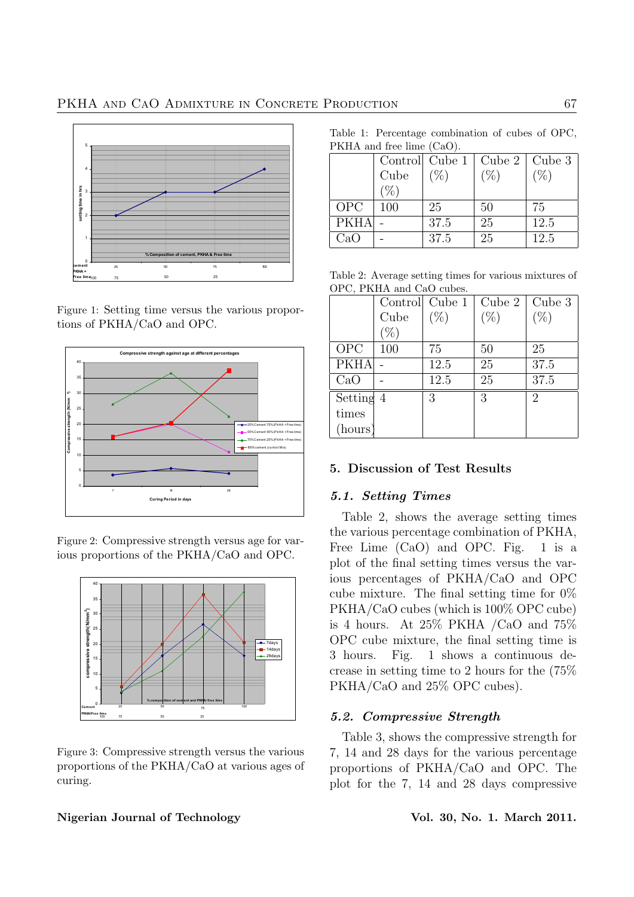Figure 1: Setting time versus the various proportions of PKHA/CaO and OPC.

Figure 2: Compressive strength versus age for various proportions of the PKHA/CaO and OPC.

Figure 3: Compressive strength versus the various proportions of the PKHA/CaO at various ages of curing.

Table 1: Percentage combination of cubes of OPC, PKHA and free lime (CaO).

| | Control Cube (%) | Cube 1 (%) | Cube 2 (%) | Cube 3 (%) |
|---|---|---|---|---|
| OPC | 100 | 25 | 50 | 75 |
| PKHA | - | 37.5 | 25 | 12.5 |
| CaO | - | 37.5 | 25 | 12.5 |

Table 2: Average setting times for various mixtures of OPC, PKHA and CaO cubes.

| | Control Cube (%) | Cube 1 (%) | Cube 2 (%) | Cube 3 (%) |
|---|---|---|---|---|
| OPC | 100 | 75 | 50 | 25 |
| PKHA | - | 12.5 | 25 | 37.5 |
| CaO | - | 12.5 | 25 | 37.5 |
| Setting times (hours) | 4 | 3 | 3 | 2 |

## 5. Discussion of Test Results

### 5.1. Setting Times

Table 2, shows the average setting times the various percentage combination of PKHA, Free Lime (CaO) and OPC. Fig. 1 is a plot of the final setting times versus the various percentages of PKHA/CaO and OPC cube mixture. The final setting time for 0% PKHA/CaO cubes (which is 100% OPC cube) is 4 hours. At 25% PKHA /CaO and 75% OPC cube mixture, the final setting time is 3 hours. Fig. 1 shows a continuous decrease in setting time to 2 hours for the (75% PKHA/CaO and 25% OPC cubes).

### 5.2. Compressive Strength

Table 3, shows the compressive strength for 7, 14 and 28 days for the various percentage proportions of PKHA/CaO and OPC. The plot for the 7, 14 and 28 days compressive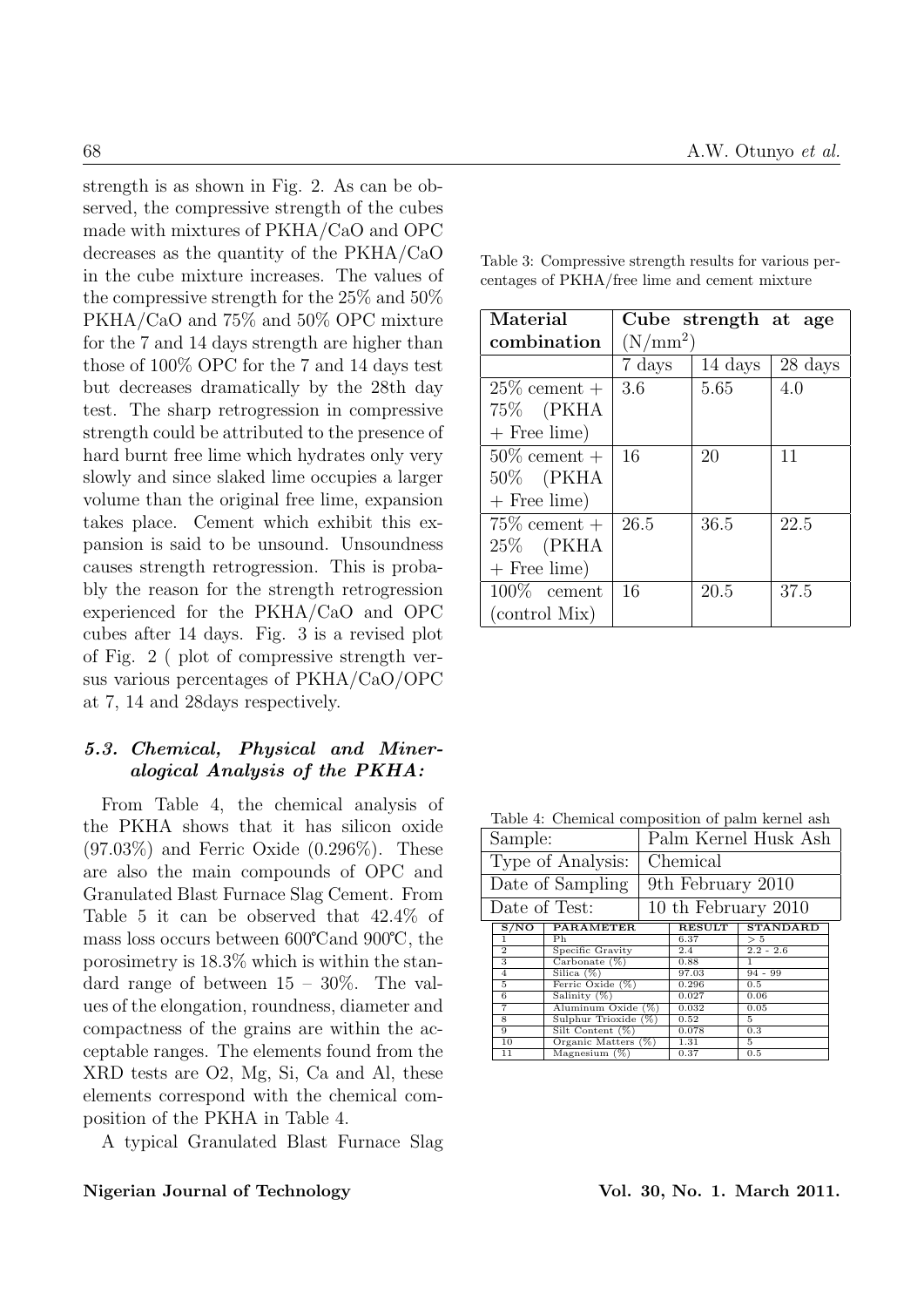strength is as shown in Fig. 2. As can be observed, the compressive strength of the cubes made with mixtures of PKHA/CaO and OPC decreases as the quantity of the PKHA/CaO in the cube mixture increases. The values of the compressive strength for the 25% and 50% PKHA/CaO and 75% and 50% OPC mixture for the 7 and 14 days strength are higher than those of 100% OPC for the 7 and 14 days test but decreases dramatically by the 28th day test. The sharp retrogression in compressive strength could be attributed to the presence of hard burnt free lime which hydrates only very slowly and since slaked lime occupies a larger volume than the original free lime, expansion takes place. Cement which exhibit this expansion is said to be unsound. Unsoundness causes strength retrogression. This is probably the reason for the strength retrogression experienced for the PKHA/CaO and OPC cubes after 14 days. Fig. 3 is a revised plot of Fig. 2 ( plot of compressive strength versus various percentages of PKHA/CaO/OPC at 7, 14 and 28days respectively.

Table 3: Compressive strength results for various percentages of PKHA/free lime and cement mixture

| Material combination | Cube strength at age ($N/mm^2$) | | |
|---|---|---|---|
| | 7 days | 14 days | 28 days |
| 25% cement + 75% (PKHA + Free lime) | 3.6 | 5.65 | 4.0 |
| 50% cement + 50% (PKHA + Free lime) | 16 | 20 | 11 |
| 75% cement + 25% (PKHA + Free lime) | 26.5 | 36.5 | 22.5 |
| 100% cement (control Mix) | 16 | 20.5 | 37.5 |

### *5.3. Chemical, Physical and Mineralogical Analysis of the PKHA:*

From Table 4, the chemical analysis of the PKHA shows that it has silicon oxide (97.03%) and Ferric Oxide (0.296%). These are also the main compounds of OPC and Granulated Blast Furnace Slag Cement. From Table 5 it can be observed that 42.4% of mass loss occurs between 600℃and 900℃, the porosimetry is 18.3% which is within the standard range of between 15 – 30%. The values of the elongation, roundness, diameter and compactness of the grains are within the acceptable ranges. The elements found from the XRD tests are O2, Mg, Si, Ca and Al, these elements correspond with the chemical composition of the PKHA in Table 4.

A typical Granulated Blast Furnace Slag

Table 4: Chemical composition of palm kernel ash

| Sample: | Palm Kernel Husk Ash |
|---|---|
| Type of Analysis: | Chemical |
| Date of Sampling | 9th February 2010 |
| Date of Test: | 10 th February 2010 |

| S/NO | PARAMETER | RESULT | STANDARD |
|---|---|---|---|
| 1 | Ph | 6.37 | > 5 |
| 2 | Specific Gravity | 2.4 | 2.2 - 2.6 |
| 3 | Carbonate (%) | 0.88 | 1 |
| 4 | Silica (%) | 97.03 | 94 - 99 |
| 5 | Ferric Oxide (%) | 0.296 | 0.5 |
| 6 | Salinity (%) | 0.027 | 0.06 |
| 7 | Aluminum Oxide (%) | 0.032 | 0.05 |
| 8 | Sulphur Trioxide (%) | 0.52 | 5 |
| 9 | Silt Content (%) | 0.078 | 0.3 |
| 10 | Organic Matters (%) | 1.31 | 5 |
| 11 | Magnesium (%) | 0.37 | 0.5 |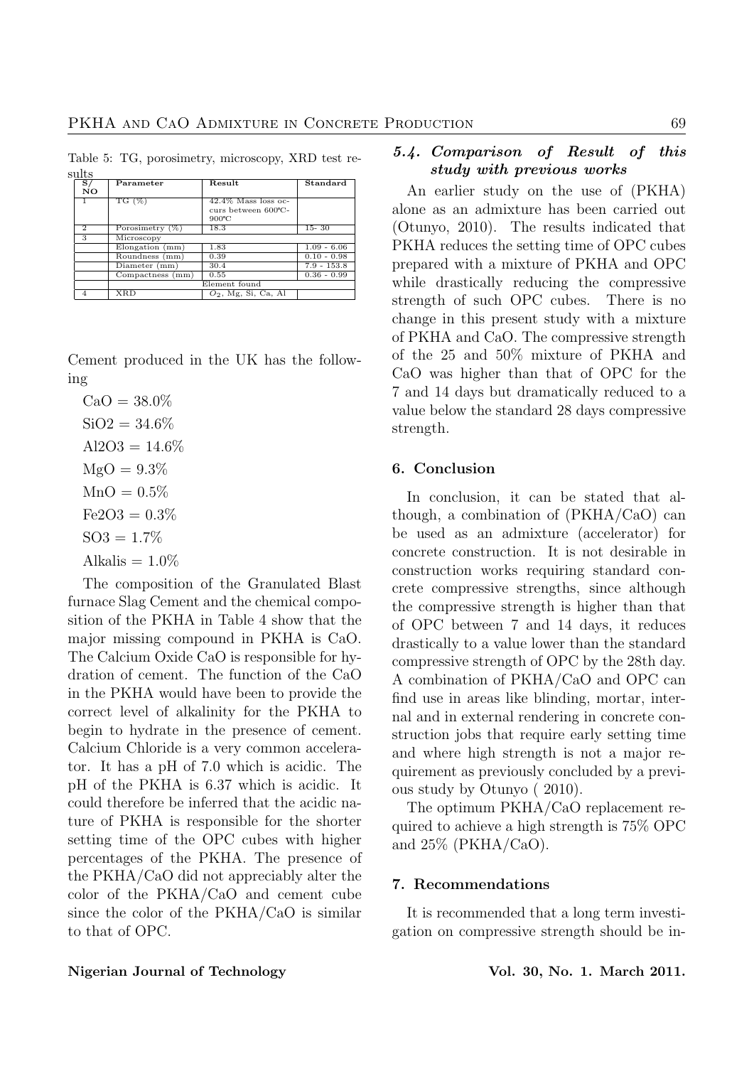Table 5: TG, porosimetry, microscopy, XRD test results

| S/ NO | Parameter | Result | Standard |
|---|---|---|---|
| 1 | TG (%) | 42.4% Mass loss occurs between 600ºC-900ºC | |
| 2 | Porosimetry (%) | 18.3 | 15- 30 |
| 3 | Microscopy | | |
| | Elongation (mm) | 1.83 | 1.09 - 6.06 |
| | Roundness (mm) | 0.39 | 0.10 - 0.98 |
| | Diameter (mm) | 30.4 | 7.9 - 153.8 |
| | Compactness (mm) | 0.55 | 0.36 - 0.99 |
| | | Element found | |
| 4 | XRD | $O_2$, Mg, Si, Ca, Al | |

Cement produced in the UK has the following

$CaO = 38.0\%$

$SiO_2 = 34.6\%$

$Al_2O_3 = 14.6\%$

$MgO = 9.3\%$

$MnO = 0.5\%$

$Fe_2O_3 = 0.3\%$

$SO_3 = 1.7\%$

Alkalis = 1.0%

The composition of the Granulated Blast furnace Slag Cement and the chemical composition of the PKHA in Table 4 show that the major missing compound in PKHA is CaO. The Calcium Oxide CaO is responsible for hydration of cement. The function of the CaO in the PKHA would have been to provide the correct level of alkalinity for the PKHA to begin to hydrate in the presence of cement. Calcium Chloride is a very common accelerator. It has a pH of 7.0 which is acidic. The pH of the PKHA is 6.37 which is acidic. It could therefore be inferred that the acidic nature of PKHA is responsible for the shorter setting time of the OPC cubes with higher percentages of the PKHA. The presence of the PKHA/CaO did not appreciably alter the color of the PKHA/CaO and cement cube since the color of the PKHA/CaO is similar to that of OPC.

### *5.4. Comparison of Result of this study with previous works*

An earlier study on the use of (PKHA) alone as an admixture has been carried out (Otunyo, 2010). The results indicated that PKHA reduces the setting time of OPC cubes prepared with a mixture of PKHA and OPC while drastically reducing the compressive strength of such OPC cubes. There is no change in this present study with a mixture of PKHA and CaO. The compressive strength of the 25 and 50% mixture of PKHA and CaO was higher than that of OPC for the 7 and 14 days but dramatically reduced to a value below the standard 28 days compressive strength.

## 6. Conclusion

In conclusion, it can be stated that although, a combination of (PKHA/CaO) can be used as an admixture (accelerator) for concrete construction. It is not desirable in construction works requiring standard concrete compressive strengths, since although the compressive strength is higher than that of OPC between 7 and 14 days, it reduces drastically to a value lower than the standard compressive strength of OPC by the 28th day. A combination of PKHA/CaO and OPC can find use in areas like blinding, mortar, internal and in external rendering in concrete construction jobs that require early setting time and where high strength is not a major requirement as previously concluded by a previous study by Otunyo ( 2010).

The optimum PKHA/CaO replacement required to achieve a high strength is 75% OPC and 25% (PKHA/CaO).

## 7. Recommendations

It is recommended that a long term investigation on compressive strength should be in-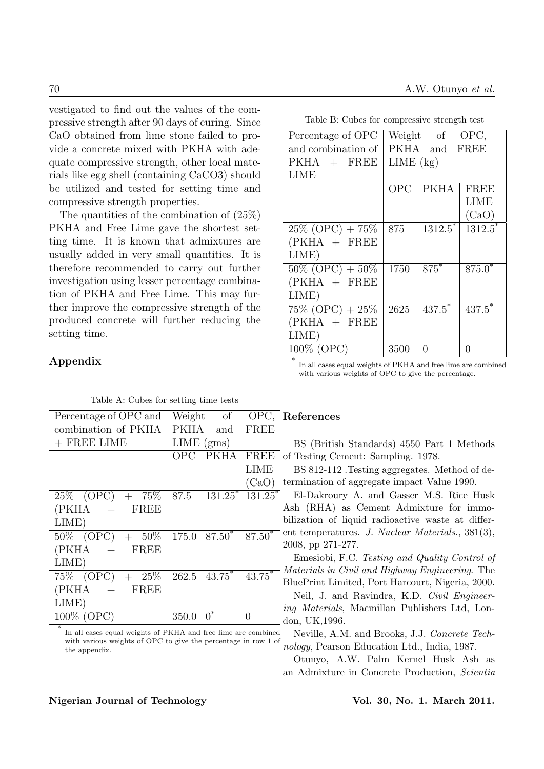vestigated to find out the values of the compressive strength after 90 days of curing. Since CaO obtained from lime stone failed to provide a concrete mixed with PKHA with adequate compressive strength, other local materials like egg shell (containing CaCO3) should be utilized and tested for setting time and compressive strength properties.

The quantities of the combination of (25%) PKHA and Free Lime gave the shortest setting time. It is known that admixtures are usually added in very small quantities. It is therefore recommended to carry out further investigation using lesser percentage combination of PKHA and Free Lime. This may further improve the compressive strength of the produced concrete will further reducing the setting time.

## Appendix

Table A: Cubes for setting time tests

| Percentage of OPC and combination of PKHA + FREE LIME | Weight of OPC, PKHA and FREE LIME (gms) | | |
|---|---|---|---|
| | OPC | PKHA | FREE LIME (CaO) |
| 25% (OPC) + 75% (PKHA + FREE LIME) | 87.5 | 131.25* | 131.25* |
| 50% (OPC) + 50% (PKHA + FREE LIME) | 175.0 | 87.50* | 87.50* |
| 75% (OPC) + 25% (PKHA + FREE LIME) | 262.5 | 43.75* | 43.75* |
| 100% (OPC) | 350.0 | 0* | 0 |

\* In all cases equal weights of PKHA and free lime are combined with various weights of OPC to give the percentage in row 1 of the appendix.

Table B: Cubes for compressive strength test

| Percentage of OPC and combination of PKHA + FREE LIME | Weight of OPC, PKHA and FREE LIME (kg) | | |
|---|---|---|---|
| | OPC | PKHA | FREE LIME (CaO) |
| 25% (OPC) + 75% (PKHA + FREE LIME) | 875 | 1312.5* | 1312.5* |
| 50% (OPC) + 50% (PKHA + FREE LIME) | 1750 | 875* | 875.0* |
| 75% (OPC) + 25% (PKHA + FREE LIME) | 2625 | 437.5* | 437.5* |
| 100% (OPC) | 3500 | 0 | 0 |

\* In all cases equal weights of PKHA and free lime are combined with various weights of OPC to give the percentage.

## References

BS (British Standards) 4550 Part 1 Methods of Testing Cement: Sampling. 1978.

BS 812-112 .Testing aggregates. Method of determination of aggregate impact Value 1990.

El-Dakroury A. and Gasser M.S. Rice Husk Ash (RHA) as Cement Admixture for immobilization of liquid radioactive waste at different temperatures. *J. Nuclear Materials.*, 381(3), 2008, pp 271-277.

Emesiobi, F.C. *Testing and Quality Control of Materials in Civil and Highway Engineering*. The BluePrint Limited, Port Harcourt, Nigeria, 2000.

Neil, J. and Ravindra, K.D. *Civil Engineering Materials*, Macmillan Publishers Ltd, London, UK,1996.

Neville, A.M. and Brooks, J.J. *Concrete Technology*, Pearson Education Ltd., India, 1987.

Otunyo, A.W. Palm Kernel Husk Ash as an Admixture in Concrete Production, *Scientia*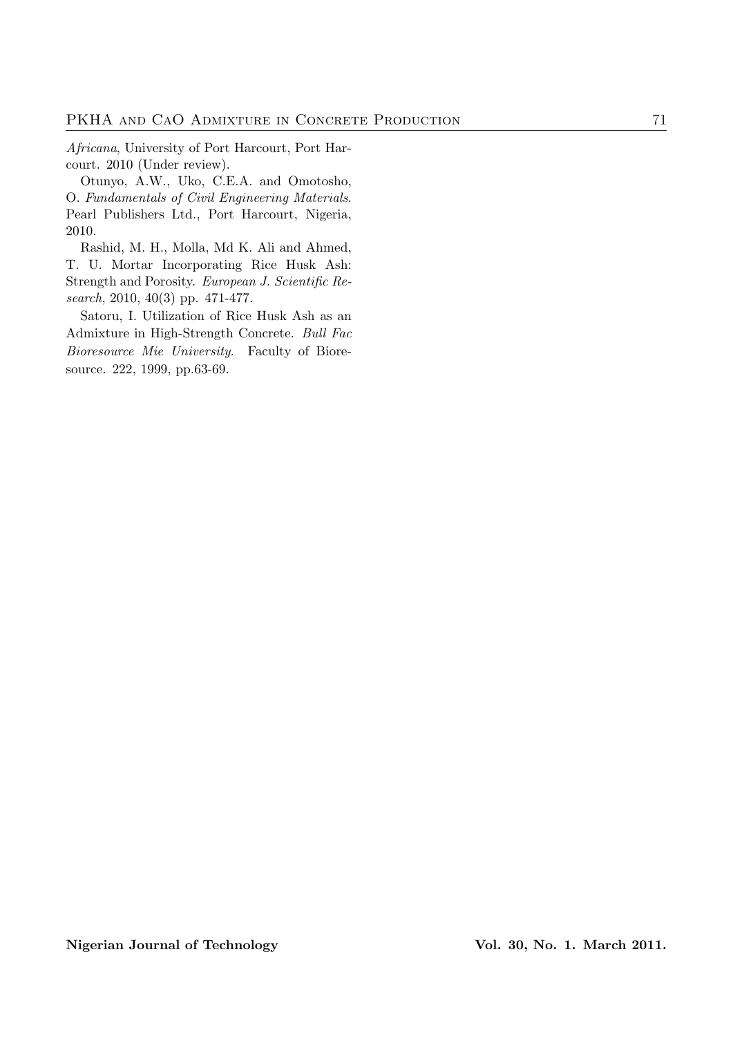*Africana*, University of Port Harcourt, Port Harcourt. 2010 (Under review).

Otunyo, A.W., Uko, C.E.A. and Omotosho, O. *Fundamentals of Civil Engineering Materials*. Pearl Publishers Ltd., Port Harcourt, Nigeria, 2010.

Rashid, M. H., Molla, Md K. Ali and Ahmed, T. U. Mortar Incorporating Rice Husk Ash: Strength and Porosity. *European J. Scientific Research*, 2010, 40(3) pp. 471-477.

Satoru, I. Utilization of Rice Husk Ash as an Admixture in High-Strength Concrete. *Bull Fac Bioresource Mie University*. Faculty of Bioresource. 222, 1999, pp.63-69.